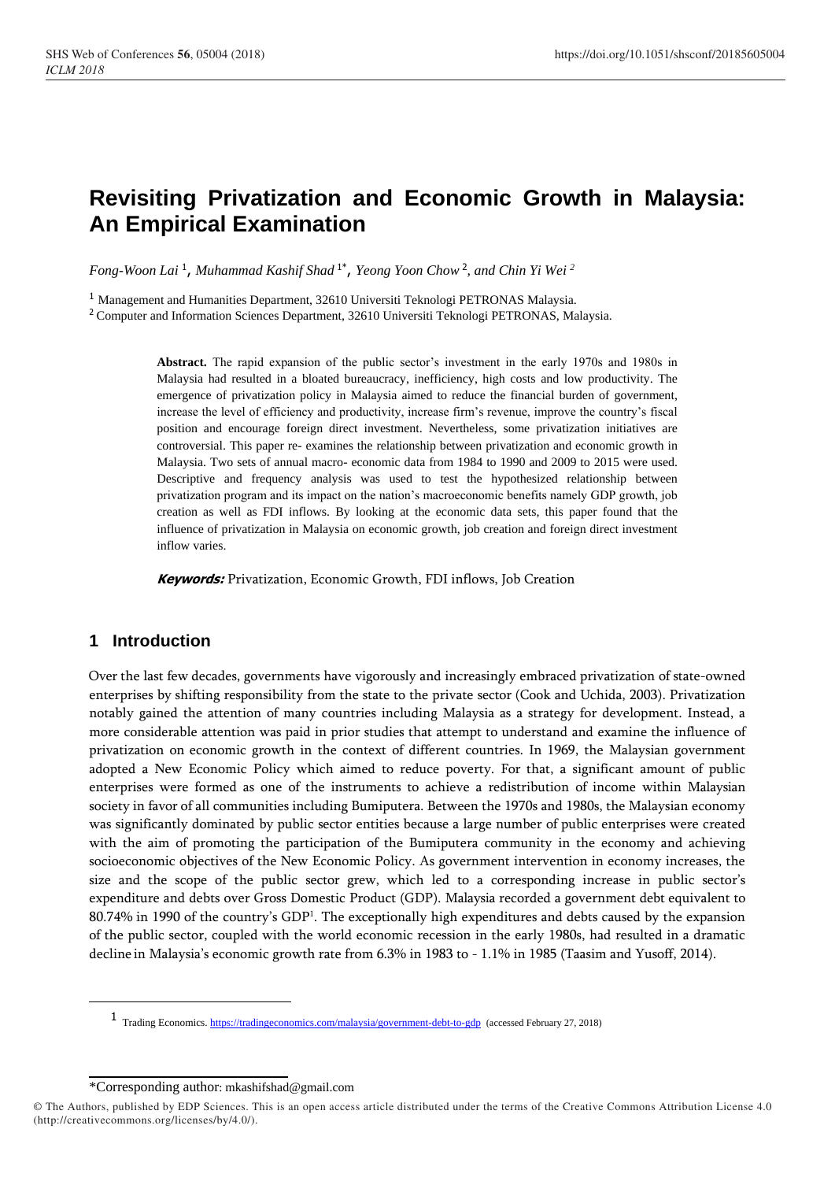# Revisiting Privatization and Economic Growth in Malaysia: An Empirical Examination

*Fong-Woon Lai* [1], *Muhammad Kashif Shad* [1*], *Yeong Yoon Chow* [2], *and Chin Yi Wei* [2]

[1] Management and Humanities Department, 32610 Universiti Teknologi PETRONAS Malaysia.

[2] Computer and Information Sciences Department, 32610 Universiti Teknologi PETRONAS, Malaysia.

**Abstract.** The rapid expansion of the public sector's investment in the early 1970s and 1980s in Malaysia had resulted in a bloated bureaucracy, inefficiency, high costs and low productivity. The emergence of privatization policy in Malaysia aimed to reduce the financial burden of government, increase the level of efficiency and productivity, increase firm's revenue, improve the country's fiscal position and encourage foreign direct investment. Nevertheless, some privatization initiatives are controversial. This paper re- examines the relationship between privatization and economic growth in Malaysia. Two sets of annual macro- economic data from 1984 to 1990 and 2009 to 2015 were used. Descriptive and frequency analysis was used to test the hypothesized relationship between privatization program and its impact on the nation's macroeconomic benefits namely GDP growth, job creation as well as FDI inflows. By looking at the economic data sets, this paper found that the influence of privatization in Malaysia on economic growth, job creation and foreign direct investment inflow varies.

***Keywords:*** Privatization, Economic Growth, FDI inflows, Job Creation

## 1 Introduction

Over the last few decades, governments have vigorously and increasingly embraced privatization of state-owned enterprises by shifting responsibility from the state to the private sector (Cook and Uchida, 2003). Privatization notably gained the attention of many countries including Malaysia as a strategy for development. Instead, a more considerable attention was paid in prior studies that attempt to understand and examine the influence of privatization on economic growth in the context of different countries. In 1969, the Malaysian government adopted a New Economic Policy which aimed to reduce poverty. For that, a significant amount of public enterprises were formed as one of the instruments to achieve a redistribution of income within Malaysian society in favor of all communities including Bumiputera. Between the 1970s and 1980s, the Malaysian economy was significantly dominated by public sector entities because a large number of public enterprises were created with the aim of promoting the participation of the Bumiputera community in the economy and achieving socioeconomic objectives of the New Economic Policy. As government intervention in economy increases, the size and the scope of the public sector grew, which led to a corresponding increase in public sector's expenditure and debts over Gross Domestic Product (GDP). Malaysia recorded a government debt equivalent to 80.74% in 1990 of the country's GDP[1]. The exceptionally high expenditures and debts caused by the expansion of the public sector, coupled with the world economic recession in the early 1980s, had resulted in a dramatic decline in Malaysia's economic growth rate from 6.3% in 1983 to - 1.1% in 1985 (Taasim and Yusoff, 2014).

---

[1] Trading Economics. https://tradingeconomics.com/malaysia/government-debt-to-gdp (accessed February 27, 2018)

\*Corresponding author: mkashifshad@gmail.com

© The Authors, published by EDP Sciences. This is an open access article distributed under the terms of the Creative Commons Attribution License 4.0 (http://creativecommons.org/licenses/by/4.0/).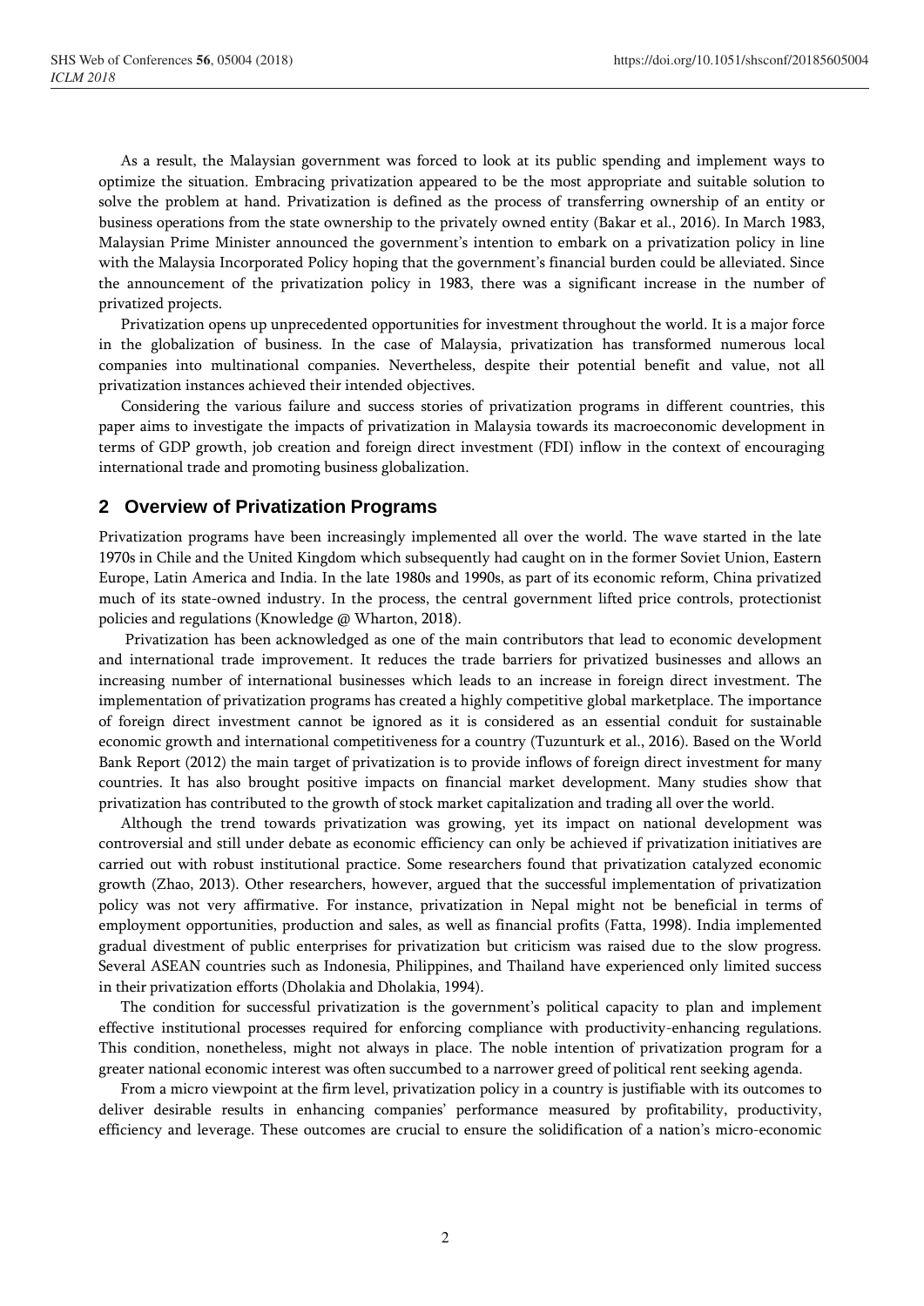As a result, the Malaysian government was forced to look at its public spending and implement ways to optimize the situation. Embracing privatization appeared to be the most appropriate and suitable solution to solve the problem at hand. Privatization is defined as the process of transferring ownership of an entity or business operations from the state ownership to the privately owned entity (Bakar et al., 2016). In March 1983, Malaysian Prime Minister announced the government's intention to embark on a privatization policy in line with the Malaysia Incorporated Policy hoping that the government's financial burden could be alleviated. Since the announcement of the privatization policy in 1983, there was a significant increase in the number of privatized projects.

Privatization opens up unprecedented opportunities for investment throughout the world. It is a major force in the globalization of business. In the case of Malaysia, privatization has transformed numerous local companies into multinational companies. Nevertheless, despite their potential benefit and value, not all privatization instances achieved their intended objectives.

Considering the various failure and success stories of privatization programs in different countries, this paper aims to investigate the impacts of privatization in Malaysia towards its macroeconomic development in terms of GDP growth, job creation and foreign direct investment (FDI) inflow in the context of encouraging international trade and promoting business globalization.

## 2 Overview of Privatization Programs

Privatization programs have been increasingly implemented all over the world. The wave started in the late 1970s in Chile and the United Kingdom which subsequently had caught on in the former Soviet Union, Eastern Europe, Latin America and India. In the late 1980s and 1990s, as part of its economic reform, China privatized much of its state-owned industry. In the process, the central government lifted price controls, protectionist policies and regulations (Knowledge @ Wharton, 2018).

Privatization has been acknowledged as one of the main contributors that lead to economic development and international trade improvement. It reduces the trade barriers for privatized businesses and allows an increasing number of international businesses which leads to an increase in foreign direct investment. The implementation of privatization programs has created a highly competitive global marketplace. The importance of foreign direct investment cannot be ignored as it is considered as an essential conduit for sustainable economic growth and international competitiveness for a country (Tuzunturk et al., 2016). Based on the World Bank Report (2012) the main target of privatization is to provide inflows of foreign direct investment for many countries. It has also brought positive impacts on financial market development. Many studies show that privatization has contributed to the growth of stock market capitalization and trading all over the world.

Although the trend towards privatization was growing, yet its impact on national development was controversial and still under debate as economic efficiency can only be achieved if privatization initiatives are carried out with robust institutional practice. Some researchers found that privatization catalyzed economic growth (Zhao, 2013). Other researchers, however, argued that the successful implementation of privatization policy was not very affirmative. For instance, privatization in Nepal might not be beneficial in terms of employment opportunities, production and sales, as well as financial profits (Fatta, 1998). India implemented gradual divestment of public enterprises for privatization but criticism was raised due to the slow progress. Several ASEAN countries such as Indonesia, Philippines, and Thailand have experienced only limited success in their privatization efforts (Dholakia and Dholakia, 1994).

The condition for successful privatization is the government's political capacity to plan and implement effective institutional processes required for enforcing compliance with productivity-enhancing regulations. This condition, nonetheless, might not always in place. The noble intention of privatization program for a greater national economic interest was often succumbed to a narrower greed of political rent seeking agenda.

From a micro viewpoint at the firm level, privatization policy in a country is justifiable with its outcomes to deliver desirable results in enhancing companies' performance measured by profitability, productivity, efficiency and leverage. These outcomes are crucial to ensure the solidification of a nation's micro-economic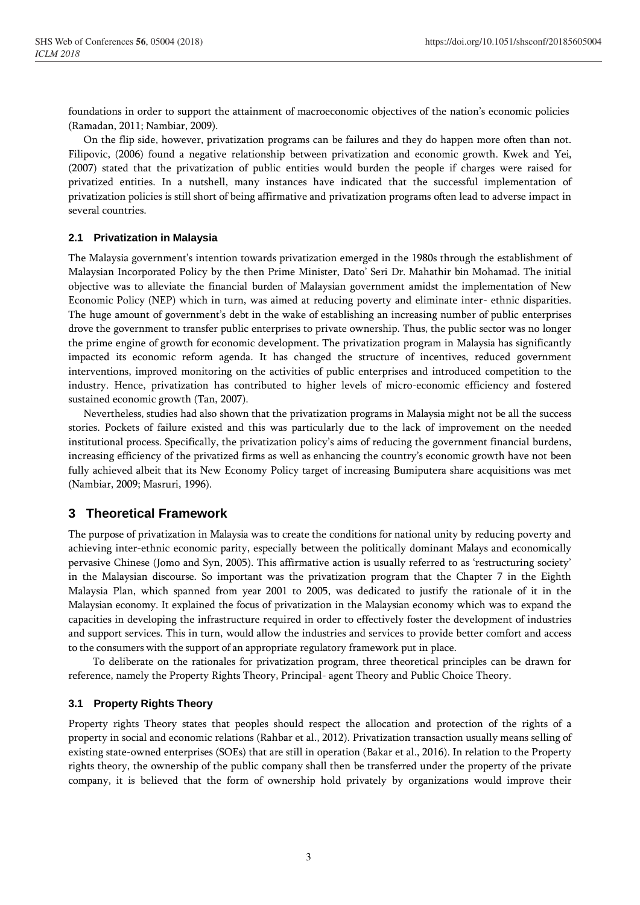foundations in order to support the attainment of macroeconomic objectives of the nation's economic policies (Ramadan, 2011; Nambiar, 2009).

On the flip side, however, privatization programs can be failures and they do happen more often than not. Filipovic, (2006) found a negative relationship between privatization and economic growth. Kwek and Yei, (2007) stated that the privatization of public entities would burden the people if charges were raised for privatized entities. In a nutshell, many instances have indicated that the successful implementation of privatization policies is still short of being affirmative and privatization programs often lead to adverse impact in several countries.

### 2.1 Privatization in Malaysia

The Malaysia government's intention towards privatization emerged in the 1980s through the establishment of Malaysian Incorporated Policy by the then Prime Minister, Dato' Seri Dr. Mahathir bin Mohamad. The initial objective was to alleviate the financial burden of Malaysian government amidst the implementation of New Economic Policy (NEP) which in turn, was aimed at reducing poverty and eliminate inter- ethnic disparities. The huge amount of government's debt in the wake of establishing an increasing number of public enterprises drove the government to transfer public enterprises to private ownership. Thus, the public sector was no longer the prime engine of growth for economic development. The privatization program in Malaysia has significantly impacted its economic reform agenda. It has changed the structure of incentives, reduced government interventions, improved monitoring on the activities of public enterprises and introduced competition to the industry. Hence, privatization has contributed to higher levels of micro-economic efficiency and fostered sustained economic growth (Tan, 2007).

Nevertheless, studies had also shown that the privatization programs in Malaysia might not be all the success stories. Pockets of failure existed and this was particularly due to the lack of improvement on the needed institutional process. Specifically, the privatization policy's aims of reducing the government financial burdens, increasing efficiency of the privatized firms as well as enhancing the country's economic growth have not been fully achieved albeit that its New Economy Policy target of increasing Bumiputera share acquisitions was met (Nambiar, 2009; Masruri, 1996).

## 3 Theoretical Framework

The purpose of privatization in Malaysia was to create the conditions for national unity by reducing poverty and achieving inter-ethnic economic parity, especially between the politically dominant Malays and economically pervasive Chinese (Jomo and Syn, 2005). This affirmative action is usually referred to as 'restructuring society' in the Malaysian discourse. So important was the privatization program that the Chapter 7 in the Eighth Malaysia Plan, which spanned from year 2001 to 2005, was dedicated to justify the rationale of it in the Malaysian economy. It explained the focus of privatization in the Malaysian economy which was to expand the capacities in developing the infrastructure required in order to effectively foster the development of industries and support services. This in turn, would allow the industries and services to provide better comfort and access to the consumers with the support of an appropriate regulatory framework put in place.

To deliberate on the rationales for privatization program, three theoretical principles can be drawn for reference, namely the Property Rights Theory, Principal- agent Theory and Public Choice Theory.

### 3.1 Property Rights Theory

Property rights Theory states that peoples should respect the allocation and protection of the rights of a property in social and economic relations (Rahbar et al., 2012). Privatization transaction usually means selling of existing state-owned enterprises (SOEs) that are still in operation (Bakar et al., 2016). In relation to the Property rights theory, the ownership of the public company shall then be transferred under the property of the private company, it is believed that the form of ownership hold privately by organizations would improve their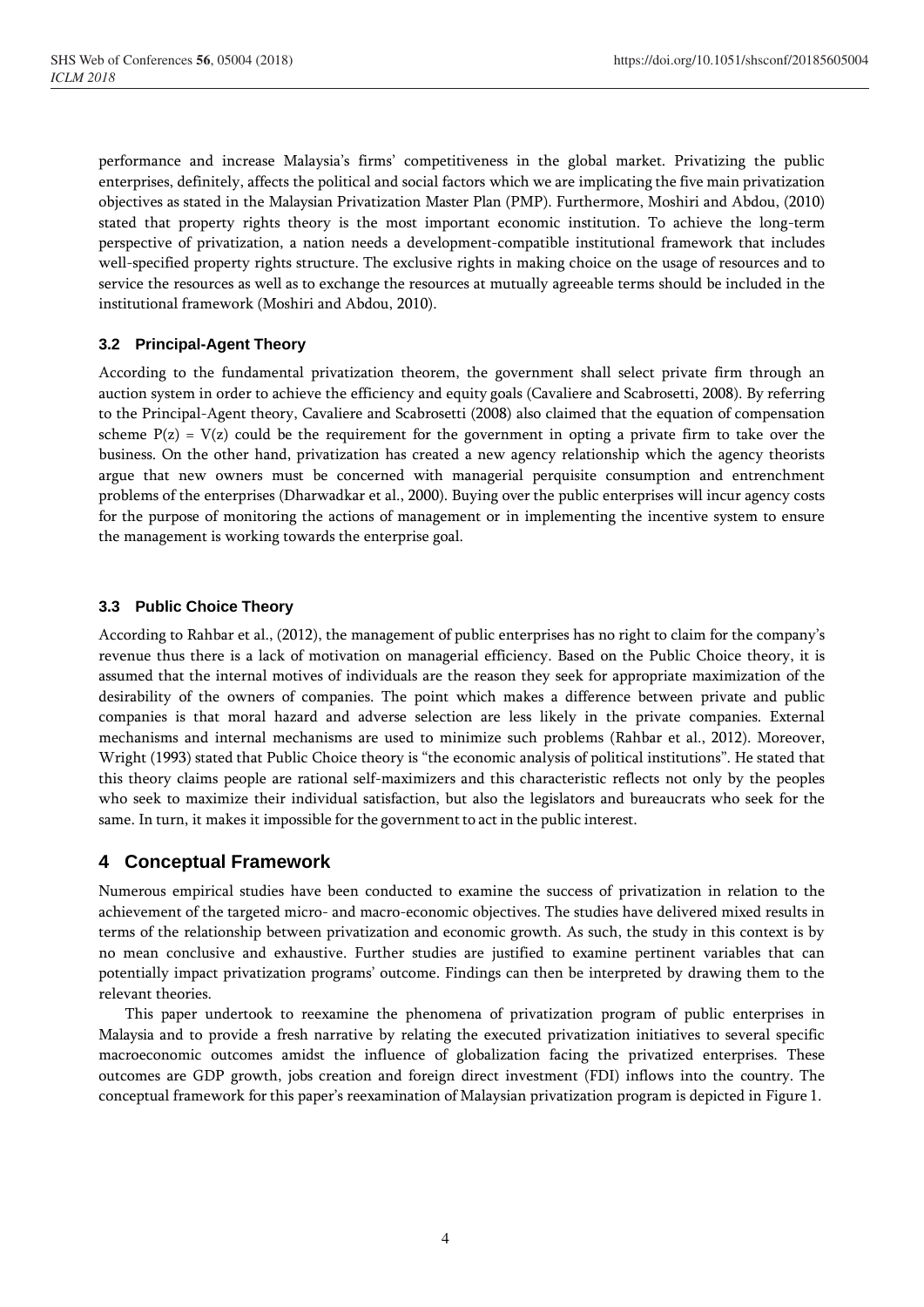performance and increase Malaysia's firms' competitiveness in the global market. Privatizing the public enterprises, definitely, affects the political and social factors which we are implicating the five main privatization objectives as stated in the Malaysian Privatization Master Plan (PMP). Furthermore, Moshiri and Abdou, (2010) stated that property rights theory is the most important economic institution. To achieve the long-term perspective of privatization, a nation needs a development-compatible institutional framework that includes well-specified property rights structure. The exclusive rights in making choice on the usage of resources and to service the resources as well as to exchange the resources at mutually agreeable terms should be included in the institutional framework (Moshiri and Abdou, 2010).

### 3.2 Principal-Agent Theory

According to the fundamental privatization theorem, the government shall select private firm through an auction system in order to achieve the efficiency and equity goals (Cavaliere and Scabrosetti, 2008). By referring to the Principal-Agent theory, Cavaliere and Scabrosetti (2008) also claimed that the equation of compensation scheme $P(z) = V(z)$ could be the requirement for the government in opting a private firm to take over the business. On the other hand, privatization has created a new agency relationship which the agency theorists argue that new owners must be concerned with managerial perquisite consumption and entrenchment problems of the enterprises (Dharwadkar et al., 2000). Buying over the public enterprises will incur agency costs for the purpose of monitoring the actions of management or in implementing the incentive system to ensure the management is working towards the enterprise goal.

### 3.3 Public Choice Theory

According to Rahbar et al., (2012), the management of public enterprises has no right to claim for the company's revenue thus there is a lack of motivation on managerial efficiency. Based on the Public Choice theory, it is assumed that the internal motives of individuals are the reason they seek for appropriate maximization of the desirability of the owners of companies. The point which makes a difference between private and public companies is that moral hazard and adverse selection are less likely in the private companies. External mechanisms and internal mechanisms are used to minimize such problems (Rahbar et al., 2012). Moreover, Wright (1993) stated that Public Choice theory is "the economic analysis of political institutions". He stated that this theory claims people are rational self-maximizers and this characteristic reflects not only by the peoples who seek to maximize their individual satisfaction, but also the legislators and bureaucrats who seek for the same. In turn, it makes it impossible for the government to act in the public interest.

## 4 Conceptual Framework

Numerous empirical studies have been conducted to examine the success of privatization in relation to the achievement of the targeted micro- and macro-economic objectives. The studies have delivered mixed results in terms of the relationship between privatization and economic growth. As such, the study in this context is by no mean conclusive and exhaustive. Further studies are justified to examine pertinent variables that can potentially impact privatization programs' outcome. Findings can then be interpreted by drawing them to the relevant theories.

This paper undertook to reexamine the phenomena of privatization program of public enterprises in Malaysia and to provide a fresh narrative by relating the executed privatization initiatives to several specific macroeconomic outcomes amidst the influence of globalization facing the privatized enterprises. These outcomes are GDP growth, jobs creation and foreign direct investment (FDI) inflows into the country. The conceptual framework for this paper's reexamination of Malaysian privatization program is depicted in Figure 1.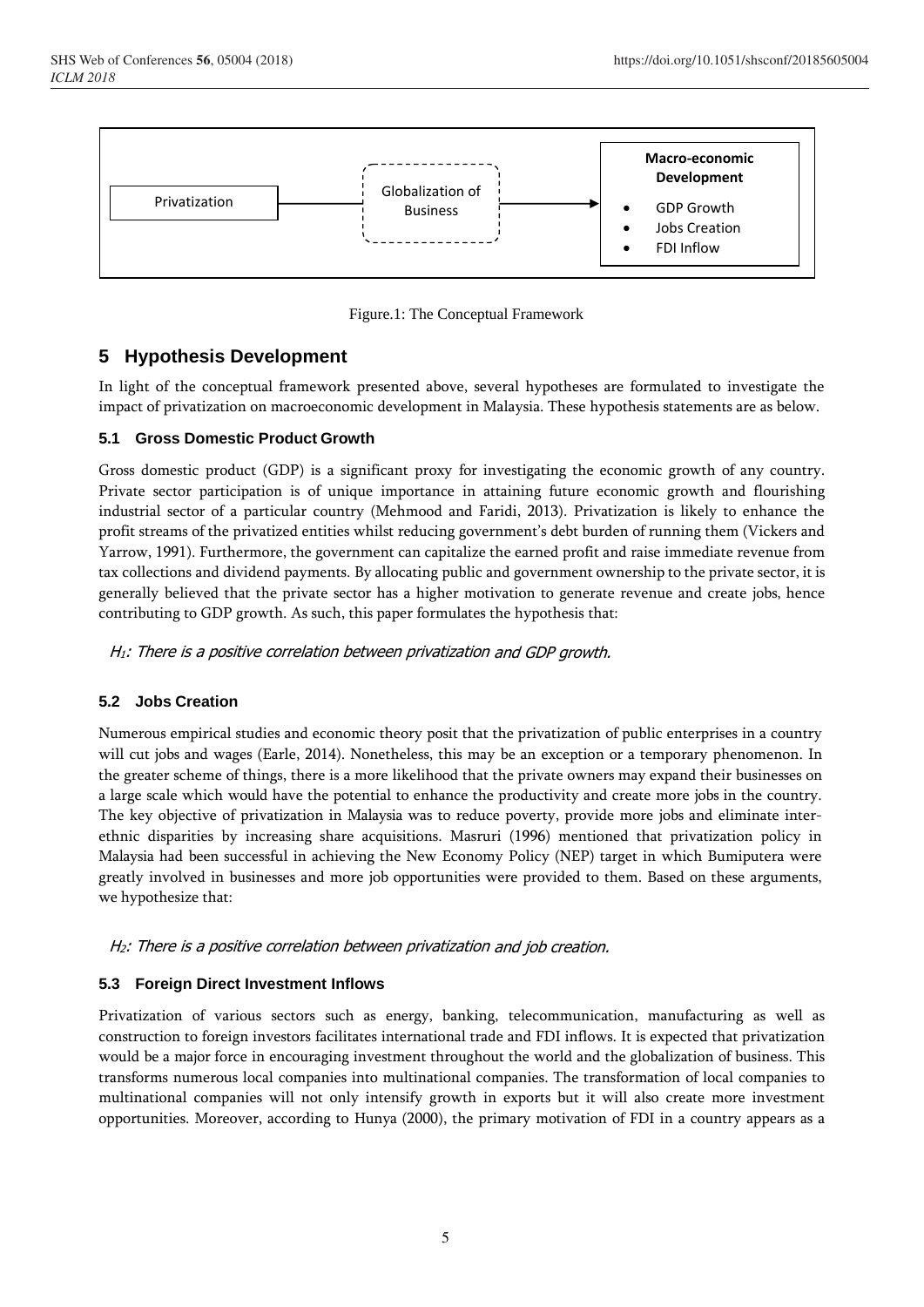Privatization → Globalization of Business → **Macro-economic Development**

- GDP Growth
- Jobs Creation
- FDI Inflow

Figure.1: The Conceptual Framework

## 5 Hypothesis Development

In light of the conceptual framework presented above, several hypotheses are formulated to investigate the impact of privatization on macroeconomic development in Malaysia. These hypothesis statements are as below.

### 5.1 Gross Domestic Product Growth

Gross domestic product (GDP) is a significant proxy for investigating the economic growth of any country. Private sector participation is of unique importance in attaining future economic growth and flourishing industrial sector of a particular country (Mehmood and Faridi, 2013). Privatization is likely to enhance the profit streams of the privatized entities whilst reducing government's debt burden of running them (Vickers and Yarrow, 1991). Furthermore, the government can capitalize the earned profit and raise immediate revenue from tax collections and dividend payments. By allocating public and government ownership to the private sector, it is generally believed that the private sector has a higher motivation to generate revenue and create jobs, hence contributing to GDP growth. As such, this paper formulates the hypothesis that:

*$H_1$: There is a positive correlation between privatization and GDP growth.*

### 5.2 Jobs Creation

Numerous empirical studies and economic theory posit that the privatization of public enterprises in a country will cut jobs and wages (Earle, 2014). Nonetheless, this may be an exception or a temporary phenomenon. In the greater scheme of things, there is a more likelihood that the private owners may expand their businesses on a large scale which would have the potential to enhance the productivity and create more jobs in the country. The key objective of privatization in Malaysia was to reduce poverty, provide more jobs and eliminate inter-ethnic disparities by increasing share acquisitions. Masruri (1996) mentioned that privatization policy in Malaysia had been successful in achieving the New Economy Policy (NEP) target in which Bumiputera were greatly involved in businesses and more job opportunities were provided to them. Based on these arguments, we hypothesize that:

*$H_2$: There is a positive correlation between privatization and job creation.*

### 5.3 Foreign Direct Investment Inflows

Privatization of various sectors such as energy, banking, telecommunication, manufacturing as well as construction to foreign investors facilitates international trade and FDI inflows. It is expected that privatization would be a major force in encouraging investment throughout the world and the globalization of business. This transforms numerous local companies into multinational companies. The transformation of local companies to multinational companies will not only intensify growth in exports but it will also create more investment opportunities. Moreover, according to Hunya (2000), the primary motivation of FDI in a country appears as a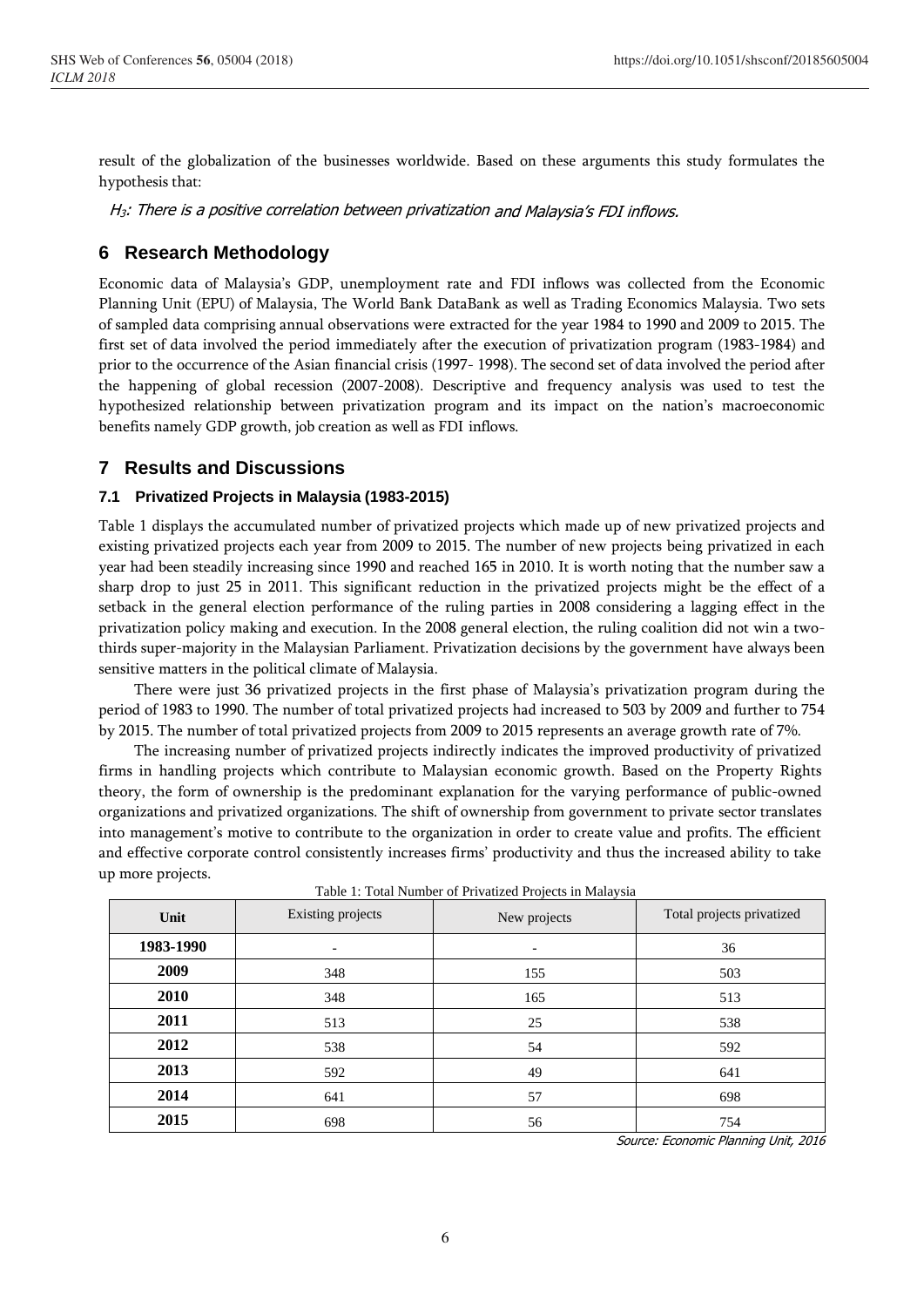result of the globalization of the businesses worldwide. Based on these arguments this study formulates the hypothesis that:

*$H_3$: There is a positive correlation between privatization and Malaysia's FDI inflows.*

## 6 Research Methodology

Economic data of Malaysia's GDP, unemployment rate and FDI inflows was collected from the Economic Planning Unit (EPU) of Malaysia, The World Bank DataBank as well as Trading Economics Malaysia. Two sets of sampled data comprising annual observations were extracted for the year 1984 to 1990 and 2009 to 2015. The first set of data involved the period immediately after the execution of privatization program (1983-1984) and prior to the occurrence of the Asian financial crisis (1997- 1998). The second set of data involved the period after the happening of global recession (2007-2008). Descriptive and frequency analysis was used to test the hypothesized relationship between privatization program and its impact on the nation's macroeconomic benefits namely GDP growth, job creation as well as FDI inflows.

## 7 Results and Discussions

### 7.1 Privatized Projects in Malaysia (1983-2015)

Table 1 displays the accumulated number of privatized projects which made up of new privatized projects and existing privatized projects each year from 2009 to 2015. The number of new projects being privatized in each year had been steadily increasing since 1990 and reached 165 in 2010. It is worth noting that the number saw a sharp drop to just 25 in 2011. This significant reduction in the privatized projects might be the effect of a setback in the general election performance of the ruling parties in 2008 considering a lagging effect in the privatization policy making and execution. In the 2008 general election, the ruling coalition did not win a two-thirds super-majority in the Malaysian Parliament. Privatization decisions by the government have always been sensitive matters in the political climate of Malaysia.

There were just 36 privatized projects in the first phase of Malaysia's privatization program during the period of 1983 to 1990. The number of total privatized projects had increased to 503 by 2009 and further to 754 by 2015. The number of total privatized projects from 2009 to 2015 represents an average growth rate of 7%.

The increasing number of privatized projects indirectly indicates the improved productivity of privatized firms in handling projects which contribute to Malaysian economic growth. Based on the Property Rights theory, the form of ownership is the predominant explanation for the varying performance of public-owned organizations and privatized organizations. The shift of ownership from government to private sector translates into management's motive to contribute to the organization in order to create value and profits. The efficient and effective corporate control consistently increases firms' productivity and thus the increased ability to take up more projects.

Table 1: Total Number of Privatized Projects in Malaysia

| Unit | Existing projects | New projects | Total projects privatized |
|---|---|---|---|
| **1983-1990** | - | - | 36 |
| **2009** | 348 | 155 | 503 |
| **2010** | 348 | 165 | 513 |
| **2011** | 513 | 25 | 538 |
| **2012** | 538 | 54 | 592 |
| **2013** | 592 | 49 | 641 |
| **2014** | 641 | 57 | 698 |
| **2015** | 698 | 56 | 754 |

*Source: Economic Planning Unit, 2016*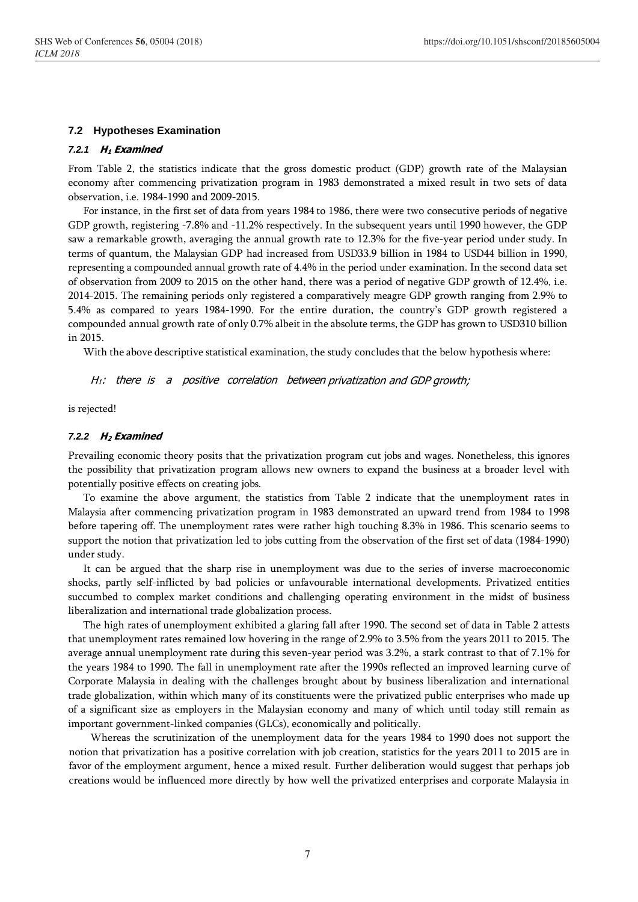### 7.2 Hypotheses Examination

#### 7.2.1 $H_1$ Examined

From Table 2, the statistics indicate that the gross domestic product (GDP) growth rate of the Malaysian economy after commencing privatization program in 1983 demonstrated a mixed result in two sets of data observation, i.e. 1984-1990 and 2009-2015.

For instance, in the first set of data from years 1984 to 1986, there were two consecutive periods of negative GDP growth, registering -7.8% and -11.2% respectively. In the subsequent years until 1990 however, the GDP saw a remarkable growth, averaging the annual growth rate to 12.3% for the five-year period under study. In terms of quantum, the Malaysian GDP had increased from USD33.9 billion in 1984 to USD44 billion in 1990, representing a compounded annual growth rate of 4.4% in the period under examination. In the second data set of observation from 2009 to 2015 on the other hand, there was a period of negative GDP growth of 12.4%, i.e. 2014-2015. The remaining periods only registered a comparatively meagre GDP growth ranging from 2.9% to 5.4% as compared to years 1984-1990. For the entire duration, the country's GDP growth registered a compounded annual growth rate of only 0.7% albeit in the absolute terms, the GDP has grown to USD310 billion in 2015.

With the above descriptive statistical examination, the study concludes that the below hypothesis where:

*$H_1$: there is a positive correlation between privatization and GDP growth;*

is rejected!

#### 7.2.2 $H_2$ Examined

Prevailing economic theory posits that the privatization program cut jobs and wages. Nonetheless, this ignores the possibility that privatization program allows new owners to expand the business at a broader level with potentially positive effects on creating jobs.

To examine the above argument, the statistics from Table 2 indicate that the unemployment rates in Malaysia after commencing privatization program in 1983 demonstrated an upward trend from 1984 to 1998 before tapering off. The unemployment rates were rather high touching 8.3% in 1986. This scenario seems to support the notion that privatization led to jobs cutting from the observation of the first set of data (1984-1990) under study.

It can be argued that the sharp rise in unemployment was due to the series of inverse macroeconomic shocks, partly self-inflicted by bad policies or unfavourable international developments. Privatized entities succumbed to complex market conditions and challenging operating environment in the midst of business liberalization and international trade globalization process.

The high rates of unemployment exhibited a glaring fall after 1990. The second set of data in Table 2 attests that unemployment rates remained low hovering in the range of 2.9% to 3.5% from the years 2011 to 2015. The average annual unemployment rate during this seven-year period was 3.2%, a stark contrast to that of 7.1% for the years 1984 to 1990. The fall in unemployment rate after the 1990s reflected an improved learning curve of Corporate Malaysia in dealing with the challenges brought about by business liberalization and international trade globalization, within which many of its constituents were the privatized public enterprises who made up of a significant size as employers in the Malaysian economy and many of which until today still remain as important government-linked companies (GLCs), economically and politically.

Whereas the scrutinization of the unemployment data for the years 1984 to 1990 does not support the notion that privatization has a positive correlation with job creation, statistics for the years 2011 to 2015 are in favor of the employment argument, hence a mixed result. Further deliberation would suggest that perhaps job creations would be influenced more directly by how well the privatized enterprises and corporate Malaysia in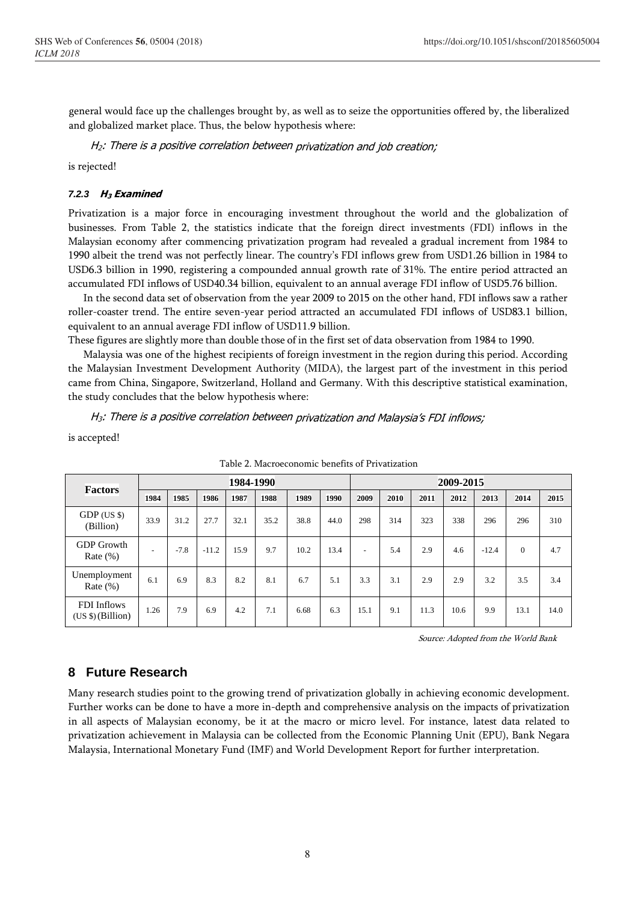general would face up the challenges brought by, as well as to seize the opportunities offered by, the liberalized and globalized market place. Thus, the below hypothesis where:

*$H_2$: There is a positive correlation between privatization and job creation;*

is rejected!

#### 7.2.3 $H_3$ Examined

Privatization is a major force in encouraging investment throughout the world and the globalization of businesses. From Table 2, the statistics indicate that the foreign direct investments (FDI) inflows in the Malaysian economy after commencing privatization program had revealed a gradual increment from 1984 to 1990 albeit the trend was not perfectly linear. The country's FDI inflows grew from USD1.26 billion in 1984 to USD6.3 billion in 1990, registering a compounded annual growth rate of 31%. The entire period attracted an accumulated FDI inflows of USD40.34 billion, equivalent to an annual average FDI inflow of USD5.76 billion.

In the second data set of observation from the year 2009 to 2015 on the other hand, FDI inflows saw a rather roller-coaster trend. The entire seven-year period attracted an accumulated FDI inflows of USD83.1 billion, equivalent to an annual average FDI inflow of USD11.9 billion.

These figures are slightly more than double those of in the first set of data observation from 1984 to 1990.

Malaysia was one of the highest recipients of foreign investment in the region during this period. According the Malaysian Investment Development Authority (MIDA), the largest part of the investment in this period came from China, Singapore, Switzerland, Holland and Germany. With this descriptive statistical examination, the study concludes that the below hypothesis where:

*$H_3$: There is a positive correlation between privatization and Malaysia's FDI inflows;*

is accepted!

Table 2. Macroeconomic benefits of Privatization

| Factors | 1984-1990 | | | | | | | 2009-2015 | | | | | | |
|---|---|---|---|---|---|---|---|---|---|---|---|---|---|---|
| | 1984 | 1985 | 1986 | 1987 | 1988 | 1989 | 1990 | 2009 | 2010 | 2011 | 2012 | 2013 | 2014 | 2015 |
| GDP (US $) (Billion) | 33.9 | 31.2 | 27.7 | 32.1 | 35.2 | 38.8 | 44.0 | 298 | 314 | 323 | 338 | 296 | 296 | 310 |
| GDP Growth Rate (%) | - | -7.8 | -11.2 | 15.9 | 9.7 | 10.2 | 13.4 | - | 5.4 | 2.9 | 4.6 | -12.4 | 0 | 4.7 |
| Unemployment Rate (%) | 6.1 | 6.9 | 8.3 | 8.2 | 8.1 | 6.7 | 5.1 | 3.3 | 3.1 | 2.9 | 2.9 | 3.2 | 3.5 | 3.4 |
| FDI Inflows (US $) (Billion) | 1.26 | 7.9 | 6.9 | 4.2 | 7.1 | 6.68 | 6.3 | 15.1 | 9.1 | 11.3 | 10.6 | 9.9 | 13.1 | 14.0 |

*Source: Adopted from the World Bank*

## 8 Future Research

Many research studies point to the growing trend of privatization globally in achieving economic development. Further works can be done to have a more in-depth and comprehensive analysis on the impacts of privatization in all aspects of Malaysian economy, be it at the macro or micro level. For instance, latest data related to privatization achievement in Malaysia can be collected from the Economic Planning Unit (EPU), Bank Negara Malaysia, International Monetary Fund (IMF) and World Development Report for further interpretation.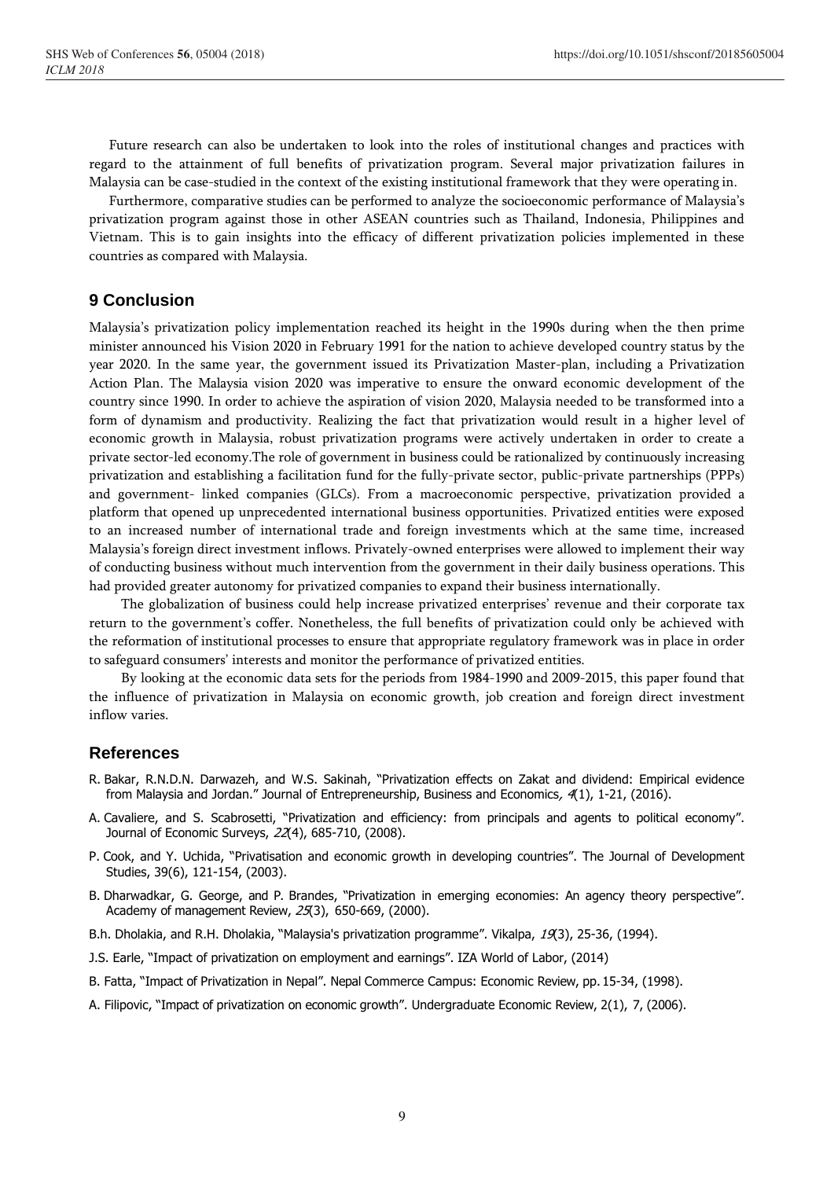Future research can also be undertaken to look into the roles of institutional changes and practices with regard to the attainment of full benefits of privatization program. Several major privatization failures in Malaysia can be case-studied in the context of the existing institutional framework that they were operating in.

Furthermore, comparative studies can be performed to analyze the socioeconomic performance of Malaysia's privatization program against those in other ASEAN countries such as Thailand, Indonesia, Philippines and Vietnam. This is to gain insights into the efficacy of different privatization policies implemented in these countries as compared with Malaysia.

## 9 Conclusion

Malaysia's privatization policy implementation reached its height in the 1990s during when the then prime minister announced his Vision 2020 in February 1991 for the nation to achieve developed country status by the year 2020. In the same year, the government issued its Privatization Master-plan, including a Privatization Action Plan. The Malaysia vision 2020 was imperative to ensure the onward economic development of the country since 1990. In order to achieve the aspiration of vision 2020, Malaysia needed to be transformed into a form of dynamism and productivity. Realizing the fact that privatization would result in a higher level of economic growth in Malaysia, robust privatization programs were actively undertaken in order to create a private sector-led economy.The role of government in business could be rationalized by continuously increasing privatization and establishing a facilitation fund for the fully-private sector, public-private partnerships (PPPs) and government- linked companies (GLCs). From a macroeconomic perspective, privatization provided a platform that opened up unprecedented international business opportunities. Privatized entities were exposed to an increased number of international trade and foreign investments which at the same time, increased Malaysia's foreign direct investment inflows. Privately-owned enterprises were allowed to implement their way of conducting business without much intervention from the government in their daily business operations. This had provided greater autonomy for privatized companies to expand their business internationally.

The globalization of business could help increase privatized enterprises' revenue and their corporate tax return to the government's coffer. Nonetheless, the full benefits of privatization could only be achieved with the reformation of institutional processes to ensure that appropriate regulatory framework was in place in order to safeguard consumers' interests and monitor the performance of privatized entities.

By looking at the economic data sets for the periods from 1984-1990 and 2009-2015, this paper found that the influence of privatization in Malaysia on economic growth, job creation and foreign direct investment inflow varies.

## References

R. Bakar, R.N.D.N. Darwazeh, and W.S. Sakinah, "Privatization effects on Zakat and dividend: Empirical evidence from Malaysia and Jordan." Journal of Entrepreneurship, Business and Economics, *4*(1), 1-21, (2016).

A. Cavaliere, and S. Scabrosetti, "Privatization and efficiency: from principals and agents to political economy". Journal of Economic Surveys, *22*(4), 685-710, (2008).

P. Cook, and Y. Uchida, "Privatisation and economic growth in developing countries". The Journal of Development Studies, 39(6), 121-154, (2003).

B. Dharwadkar, G. George, and P. Brandes, "Privatization in emerging economies: An agency theory perspective". Academy of management Review, *25*(3), 650-669, (2000).

B.h. Dholakia, and R.H. Dholakia, "Malaysia's privatization programme". Vikalpa, *19*(3), 25-36, (1994).

J.S. Earle, "Impact of privatization on employment and earnings". IZA World of Labor, (2014)

B. Fatta, "Impact of Privatization in Nepal". Nepal Commerce Campus: Economic Review, pp. 15-34, (1998).

A. Filipovic, "Impact of privatization on economic growth". Undergraduate Economic Review, 2(1), 7, (2006).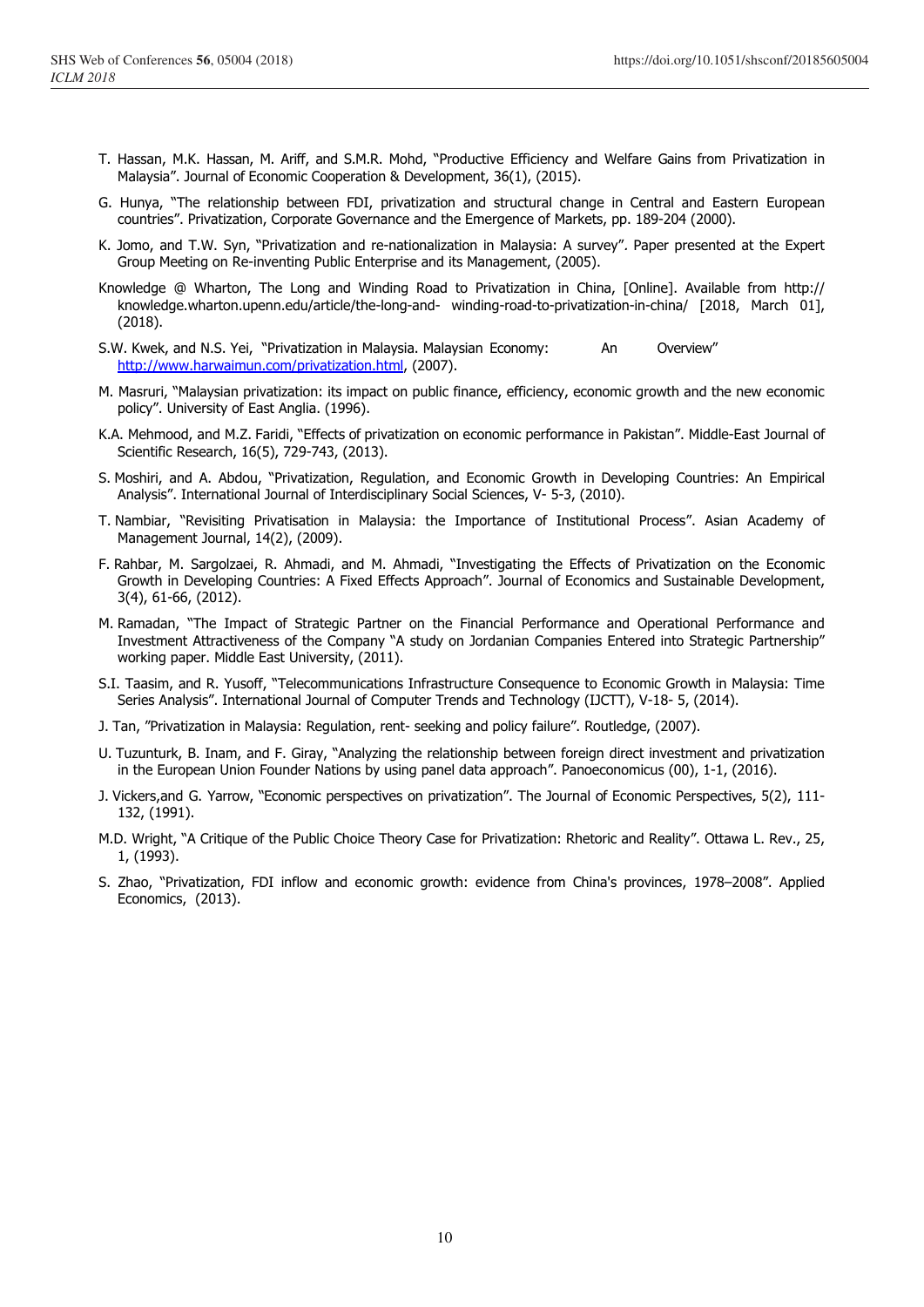T. Hassan, M.K. Hassan, M. Ariff, and S.M.R. Mohd, "Productive Efficiency and Welfare Gains from Privatization in Malaysia". Journal of Economic Cooperation & Development, 36(1), (2015).

G. Hunya, "The relationship between FDI, privatization and structural change in Central and Eastern European countries". Privatization, Corporate Governance and the Emergence of Markets, pp. 189-204 (2000).

K. Jomo, and T.W. Syn, "Privatization and re-nationalization in Malaysia: A survey". Paper presented at the Expert Group Meeting on Re-inventing Public Enterprise and its Management, (2005).

Knowledge @ Wharton, The Long and Winding Road to Privatization in China, [Online]. Available from http:// knowledge.wharton.upenn.edu/article/the-long-and- winding-road-to-privatization-in-china/ [2018, March 01], (2018).

S.W. Kwek, and N.S. Yei, "Privatization in Malaysia. Malaysian Economy: An Overview" http://www.harwaimun.com/privatization.html, (2007).

M. Masruri, "Malaysian privatization: its impact on public finance, efficiency, economic growth and the new economic policy". University of East Anglia. (1996).

K.A. Mehmood, and M.Z. Faridi, "Effects of privatization on economic performance in Pakistan". Middle-East Journal of Scientific Research, 16(5), 729-743, (2013).

S. Moshiri, and A. Abdou, "Privatization, Regulation, and Economic Growth in Developing Countries: An Empirical Analysis". International Journal of Interdisciplinary Social Sciences, V- 5-3, (2010).

T. Nambiar, "Revisiting Privatisation in Malaysia: the Importance of Institutional Process". Asian Academy of Management Journal, 14(2), (2009).

F. Rahbar, M. Sargolzaei, R. Ahmadi, and M. Ahmadi, "Investigating the Effects of Privatization on the Economic Growth in Developing Countries: A Fixed Effects Approach". Journal of Economics and Sustainable Development, 3(4), 61-66, (2012).

M. Ramadan, "The Impact of Strategic Partner on the Financial Performance and Operational Performance and Investment Attractiveness of the Company "A study on Jordanian Companies Entered into Strategic Partnership" working paper. Middle East University, (2011).

S.I. Taasim, and R. Yusoff, "Telecommunications Infrastructure Consequence to Economic Growth in Malaysia: Time Series Analysis". International Journal of Computer Trends and Technology (IJCTT), V-18- 5, (2014).

J. Tan, "Privatization in Malaysia: Regulation, rent- seeking and policy failure". Routledge, (2007).

U. Tuzunturk, B. Inam, and F. Giray, "Analyzing the relationship between foreign direct investment and privatization in the European Union Founder Nations by using panel data approach". Panoeconomicus (00), 1-1, (2016).

J. Vickers,and G. Yarrow, "Economic perspectives on privatization". The Journal of Economic Perspectives, 5(2), 111-132, (1991).

M.D. Wright, "A Critique of the Public Choice Theory Case for Privatization: Rhetoric and Reality". Ottawa L. Rev., 25, 1, (1993).

S. Zhao, "Privatization, FDI inflow and economic growth: evidence from China's provinces, 1978–2008". Applied Economics, (2013).